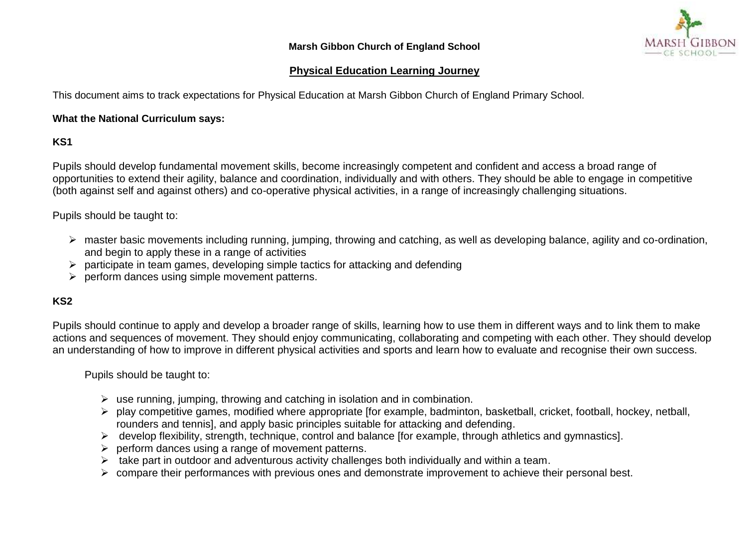**Marsh Gibbon Church of England School**

## Physical Education Learning Journey

This document aims to track expectations for Physical Education at Marsh Gibbon Church of England Primary School.

**What the National Curriculum says:**

**KS1**

Pupils should develop fundamental movement skills, become increasingly competent and confident and access a broad range of opportunities to extend their agility, balance and coordination, individually and with others. They should be able to engage in competitive (both against self and against others) and co-operative physical activities, in a range of increasingly challenging situations.

Pupils should be taught to:

- master basic movements including running, jumping, throwing and catching, as well as developing balance, agility and co-ordination, and begin to apply these in a range of activities
- participate in team games, developing simple tactics for attacking and defending
- perform dances using simple movement patterns.

**KS2**

Pupils should continue to apply and develop a broader range of skills, learning how to use them in different ways and to link them to make actions and sequences of movement. They should enjoy communicating, collaborating and competing with each other. They should develop an understanding of how to improve in different physical activities and sports and learn how to evaluate and recognise their own success.

Pupils should be taught to:

- use running, jumping, throwing and catching in isolation and in combination.
- play competitive games, modified where appropriate [for example, badminton, basketball, cricket, football, hockey, netball, rounders and tennis], and apply basic principles suitable for attacking and defending.
- develop flexibility, strength, technique, control and balance [for example, through athletics and gymnastics].
- perform dances using a range of movement patterns.
- take part in outdoor and adventurous activity challenges both individually and within a team.
- compare their performances with previous ones and demonstrate improvement to achieve their personal best.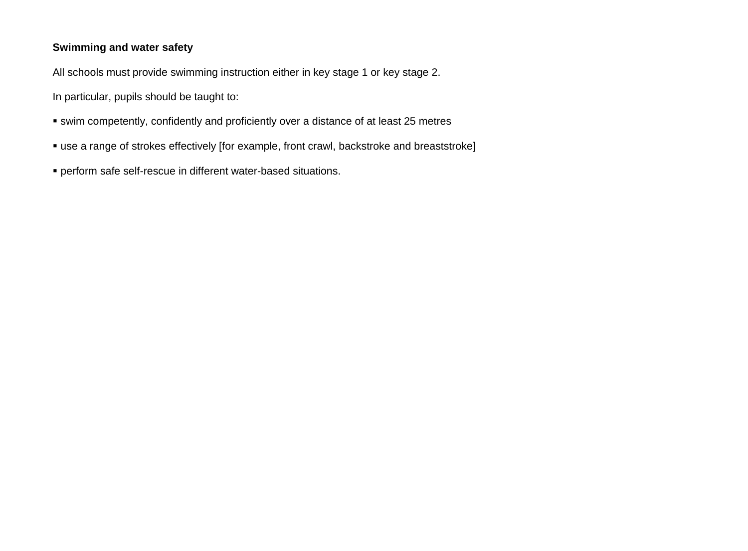**Swimming and water safety**

All schools must provide swimming instruction either in key stage 1 or key stage 2.

In particular, pupils should be taught to:

- swim competently, confidently and proficiently over a distance of at least 25 metres
- use a range of strokes effectively [for example, front crawl, backstroke and breaststroke]
- perform safe self-rescue in different water-based situations.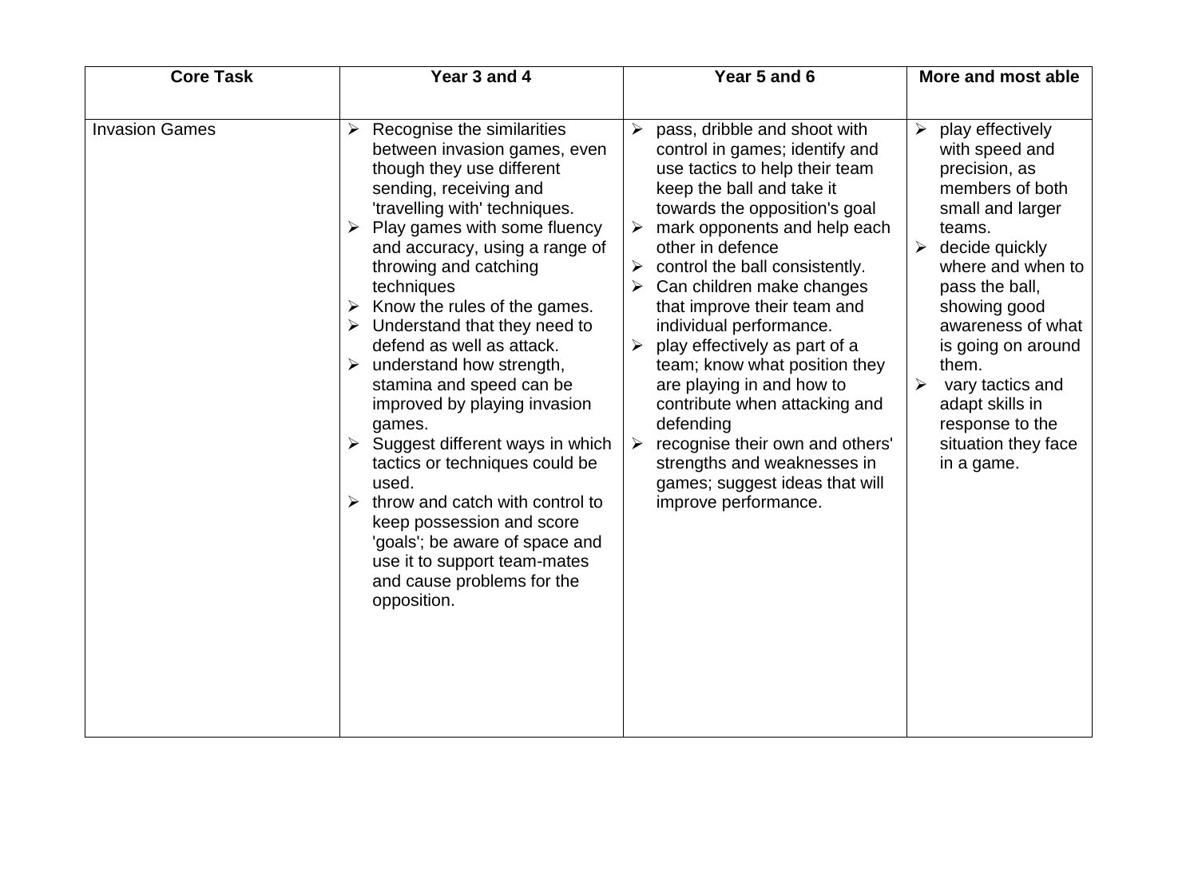| Core Task | Year 3 and 4 | Year 5 and 6 | More and most able |
| --- | --- | --- | --- |
| Invasion Games | ➢ Recognise the similarities between invasion games, even though they use different sending, receiving and 'travelling with' techniques.<br>➢ Play games with some fluency and accuracy, using a range of throwing and catching techniques<br>➢ Know the rules of the games.<br>➢ Understand that they need to defend as well as attack.<br>➢ understand how strength, stamina and speed can be improved by playing invasion games.<br>➢ Suggest different ways in which tactics or techniques could be used.<br>➢ throw and catch with control to keep possession and score 'goals'; be aware of space and use it to support team-mates and cause problems for the opposition. | ➢ pass, dribble and shoot with control in games; identify and use tactics to help their team keep the ball and take it towards the opposition's goal<br>➢ mark opponents and help each other in defence<br>➢ control the ball consistently.<br>➢ Can children make changes that improve their team and individual performance.<br>➢ play effectively as part of a team; know what position they are playing in and how to contribute when attacking and defending<br>➢ recognise their own and others' strengths and weaknesses in games; suggest ideas that will improve performance. | ➢ play effectively with speed and precision, as members of both small and larger teams.<br>➢ decide quickly where and when to pass the ball, showing good awareness of what is going on around them.<br>➢ vary tactics and adapt skills in response to the situation they face in a game. |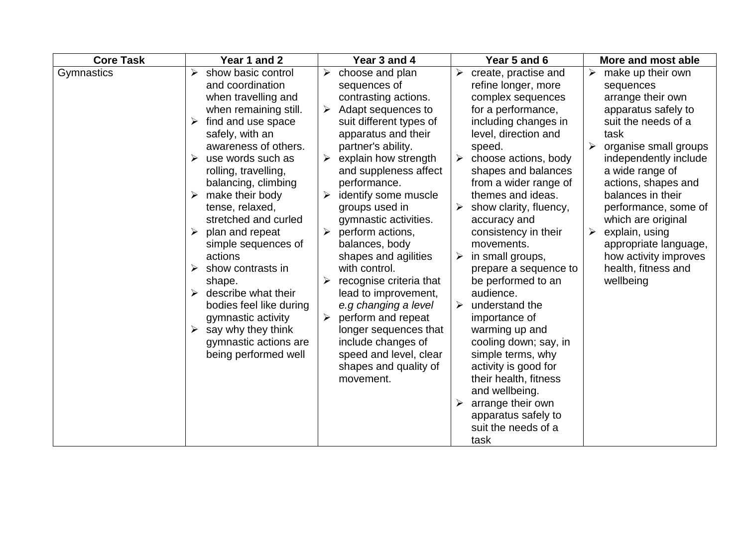| Core Task | Year 1 and 2 | Year 3 and 4 | Year 5 and 6 | More and most able |
|---|---|---|---|---|
| Gymnastics | ➢ show basic control and coordination when travelling and when remaining still.<br>➢ find and use space safely, with an awareness of others.<br>➢ use words such as rolling, travelling, balancing, climbing<br>➢ make their body tense, relaxed, stretched and curled<br>➢ plan and repeat simple sequences of actions<br>➢ show contrasts in shape.<br>➢ describe what their bodies feel like during gymnastic activity<br>➢ say why they think gymnastic actions are being performed well | ➢ choose and plan sequences of contrasting actions.<br>➢ Adapt sequences to suit different types of apparatus and their partner's ability.<br>➢ explain how strength and suppleness affect performance.<br>➢ identify some muscle groups used in gymnastic activities.<br>➢ perform actions, balances, body shapes and agilities with control.<br>➢ recognise criteria that lead to improvement, *e.g changing a level*<br>➢ perform and repeat longer sequences that include changes of speed and level, clear shapes and quality of movement. | ➢ create, practise and refine longer, more complex sequences for a performance, including changes in level, direction and speed.<br>➢ choose actions, body shapes and balances from a wider range of themes and ideas.<br>➢ show clarity, fluency, accuracy and consistency in their movements.<br>➢ in small groups, prepare a sequence to be performed to an audience.<br>➢ understand the importance of warming up and cooling down; say, in simple terms, why activity is good for their health, fitness and wellbeing.<br>➢ arrange their own apparatus safely to suit the needs of a task | ➢ make up their own sequences arrange their own apparatus safely to suit the needs of a task<br>➢ organise small groups independently include a wide range of actions, shapes and balances in their performance, some of which are original<br>➢ explain, using appropriate language, how activity improves health, fitness and wellbeing |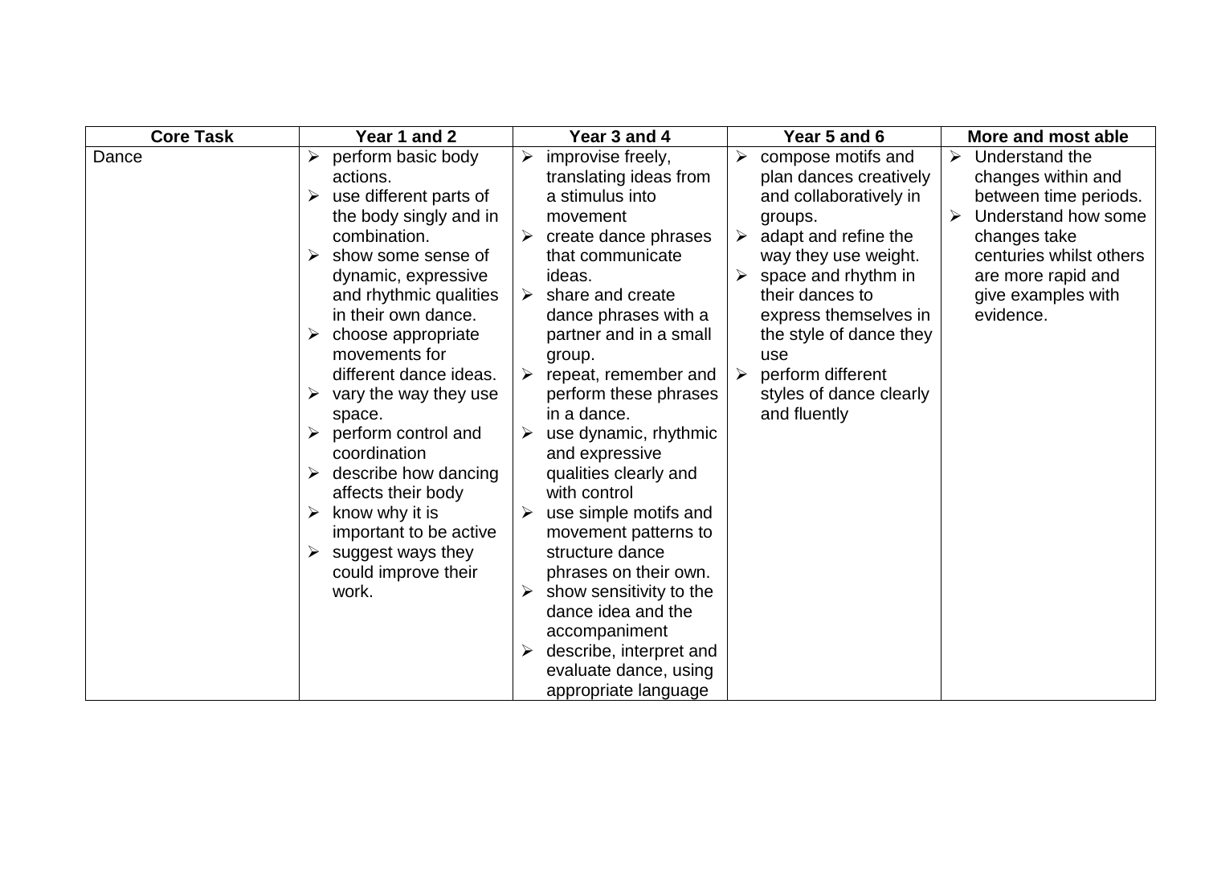| Core Task | Year 1 and 2 | Year 3 and 4 | Year 5 and 6 | More and most able |
|---|---|---|---|---|
| Dance | ➢ perform basic body actions.<br>➢ use different parts of the body singly and in combination.<br>➢ show some sense of dynamic, expressive and rhythmic qualities in their own dance.<br>➢ choose appropriate movements for different dance ideas.<br>➢ vary the way they use space.<br>➢ perform control and coordination<br>➢ describe how dancing affects their body<br>➢ know why it is important to be active<br>➢ suggest ways they could improve their work. | ➢ improvise freely, translating ideas from a stimulus into movement<br>➢ create dance phrases that communicate ideas.<br>➢ share and create dance phrases with a partner and in a small group.<br>➢ repeat, remember and perform these phrases in a dance.<br>➢ use dynamic, rhythmic and expressive qualities clearly and with control<br>➢ use simple motifs and movement patterns to structure dance phrases on their own.<br>➢ show sensitivity to the dance idea and the accompaniment<br>➢ describe, interpret and evaluate dance, using appropriate language | ➢ compose motifs and plan dances creatively and collaboratively in groups.<br>➢ adapt and refine the way they use weight.<br>➢ space and rhythm in their dances to express themselves in the style of dance they use<br>➢ perform different styles of dance clearly and fluently | ➢ Understand the changes within and between time periods.<br>➢ Understand how some changes take centuries whilst others are more rapid and give examples with evidence. |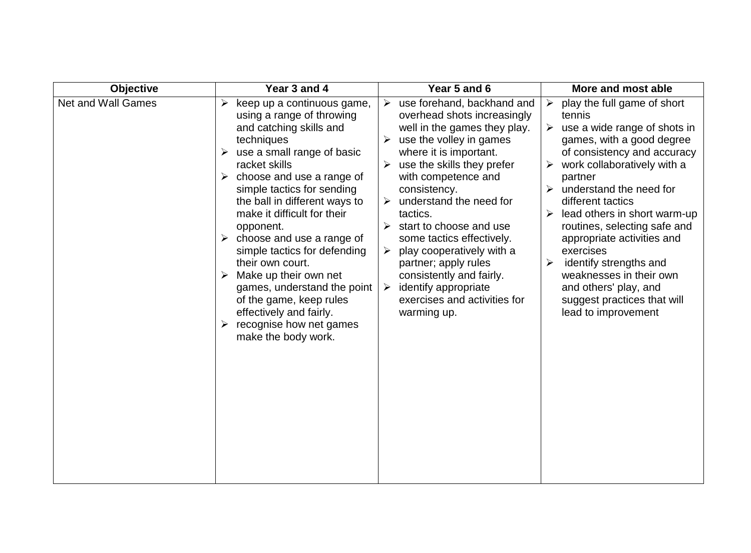| Objective | Year 3 and 4 | Year 5 and 6 | More and most able |
|---|---|---|---|
| Net and Wall Games | ➢ keep up a continuous game, using a range of throwing and catching skills and techniques<br>➢ use a small range of basic racket skills<br>➢ choose and use a range of simple tactics for sending the ball in different ways to make it difficult for their opponent.<br>➢ choose and use a range of simple tactics for defending their own court.<br>➢ Make up their own net games, understand the point of the game, keep rules effectively and fairly.<br>➢ recognise how net games make the body work. | ➢ use forehand, backhand and overhead shots increasingly well in the games they play.<br>➢ use the volley in games where it is important.<br>➢ use the skills they prefer with competence and consistency.<br>➢ understand the need for tactics.<br>➢ start to choose and use some tactics effectively.<br>➢ play cooperatively with a partner; apply rules consistently and fairly.<br>➢ identify appropriate exercises and activities for warming up. | ➢ play the full game of short tennis<br>➢ use a wide range of shots in games, with a good degree of consistency and accuracy<br>➢ work collaboratively with a partner<br>➢ understand the need for different tactics<br>➢ lead others in short warm-up routines, selecting safe and appropriate activities and exercises<br>➢ identify strengths and weaknesses in their own and others' play, and suggest practices that will lead to improvement |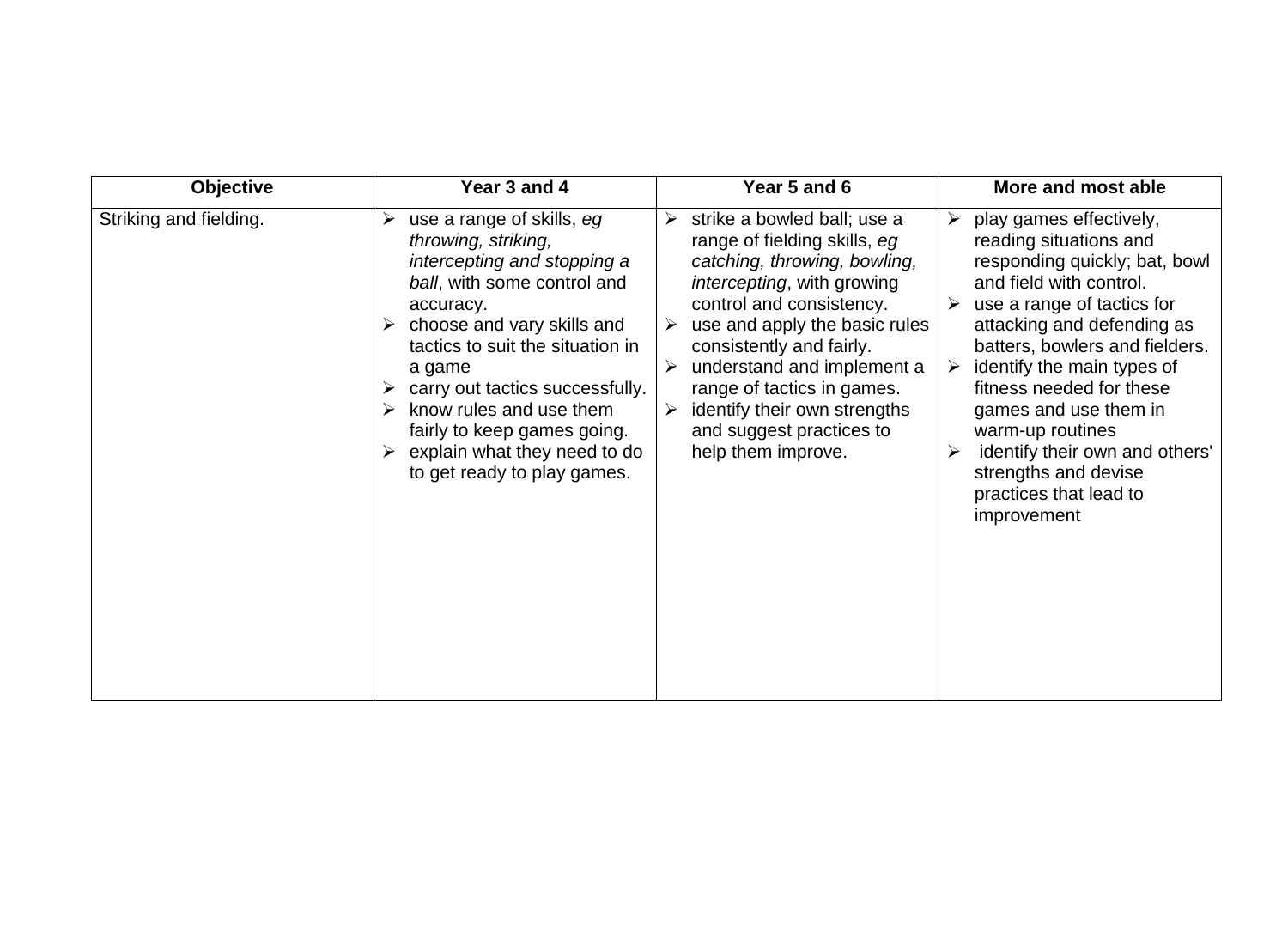| Objective | Year 3 and 4 | Year 5 and 6 | More and most able |
|---|---|---|---|
| Striking and fielding. | ➢ use a range of skills, *eg throwing, striking, intercepting and stopping a ball*, with some control and accuracy.<br>➢ choose and vary skills and tactics to suit the situation in a game<br>➢ carry out tactics successfully.<br>➢ know rules and use them fairly to keep games going.<br>➢ explain what they need to do to get ready to play games. | ➢ strike a bowled ball; use a range of fielding skills, *eg catching, throwing, bowling, intercepting*, with growing control and consistency.<br>➢ use and apply the basic rules consistently and fairly.<br>➢ understand and implement a range of tactics in games.<br>➢ identify their own strengths and suggest practices to help them improve. | ➢ play games effectively, reading situations and responding quickly; bat, bowl and field with control.<br>➢ use a range of tactics for attacking and defending as batters, bowlers and fielders.<br>➢ identify the main types of fitness needed for these games and use them in warm-up routines<br>➢ identify their own and others' strengths and devise practices that lead to improvement |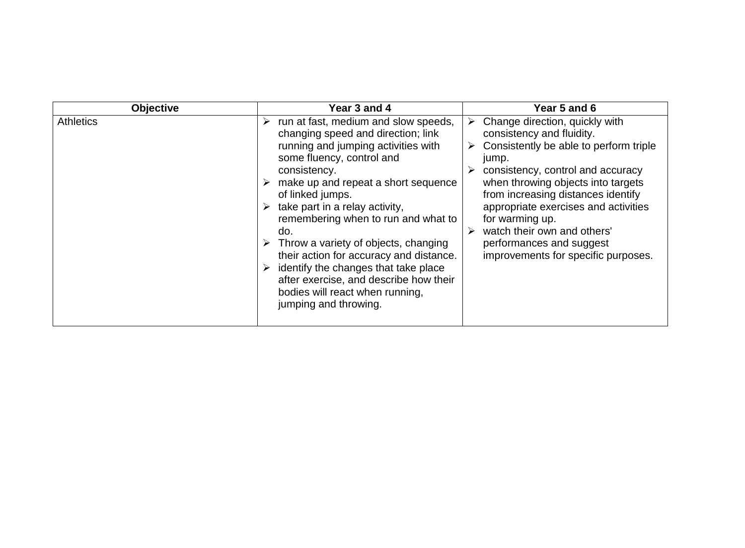| Objective | Year 3 and 4 | Year 5 and 6 |
|---|---|---|
| Athletics | ➢ run at fast, medium and slow speeds, changing speed and direction; link running and jumping activities with some fluency, control and consistency.<br>➢ make up and repeat a short sequence of linked jumps.<br>➢ take part in a relay activity, remembering when to run and what to do.<br>➢ Throw a variety of objects, changing their action for accuracy and distance.<br>➢ identify the changes that take place after exercise, and describe how their bodies will react when running, jumping and throwing. | ➢ Change direction, quickly with consistency and fluidity.<br>➢ Consistently be able to perform triple jump.<br>➢ consistency, control and accuracy when throwing objects into targets from increasing distances identify appropriate exercises and activities for warming up.<br>➢ watch their own and others' performances and suggest improvements for specific purposes. |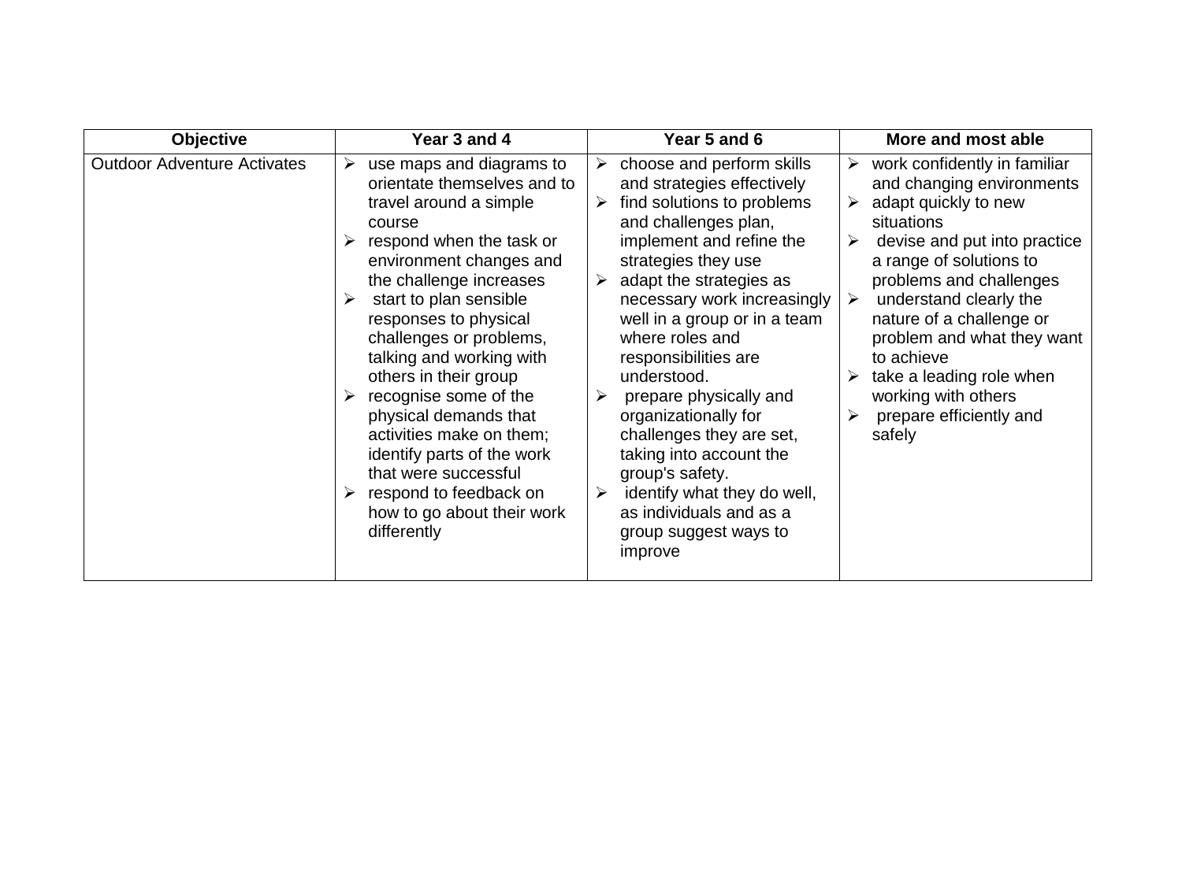| Objective | Year 3 and 4 | Year 5 and 6 | More and most able |
|---|---|---|---|
| Outdoor Adventure Activates | ➢ use maps and diagrams to orientate themselves and to travel around a simple course<br>➢ respond when the task or environment changes and the challenge increases<br>➢ start to plan sensible responses to physical challenges or problems, talking and working with others in their group<br>➢ recognise some of the physical demands that activities make on them; identify parts of the work that were successful<br>➢ respond to feedback on how to go about their work differently | ➢ choose and perform skills and strategies effectively<br>➢ find solutions to problems and challenges plan, implement and refine the strategies they use<br>➢ adapt the strategies as necessary work increasingly well in a group or in a team where roles and responsibilities are understood.<br>➢ prepare physically and organizationally for challenges they are set, taking into account the group's safety.<br>➢ identify what they do well, as individuals and as a group suggest ways to improve | ➢ work confidently in familiar and changing environments<br>➢ adapt quickly to new situations<br>➢ devise and put into practice a range of solutions to problems and challenges<br>➢ understand clearly the nature of a challenge or problem and what they want to achieve<br>➢ take a leading role when working with others<br>➢ prepare efficiently and safely |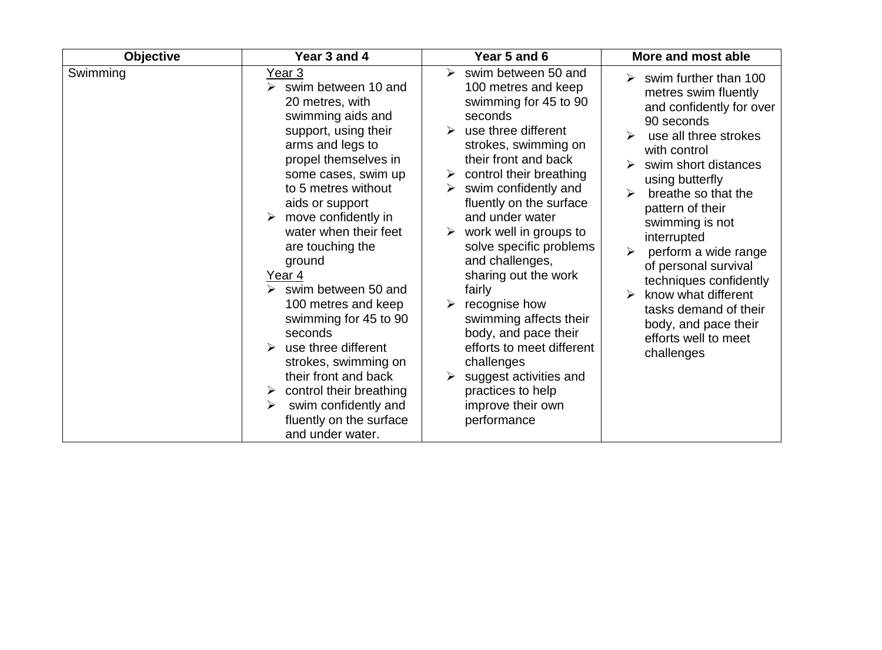| Objective | Year 3 and 4 | Year 5 and 6 | More and most able |
|---|---|---|---|
| Swimming | Year 3<br>➢ swim between 10 and 20 metres, with swimming aids and support, using their arms and legs to propel themselves in some cases, swim up to 5 metres without aids or support<br>➢ move confidently in water when their feet are touching the ground<br>Year 4<br>➢ swim between 50 and 100 metres and keep swimming for 45 to 90 seconds<br>➢ use three different strokes, swimming on their front and back<br>➢ control their breathing<br>➢ swim confidently and fluently on the surface and under water. | ➢ swim between 50 and 100 metres and keep swimming for 45 to 90 seconds<br>➢ use three different strokes, swimming on their front and back<br>➢ control their breathing<br>➢ swim confidently and fluently on the surface and under water<br>➢ work well in groups to solve specific problems and challenges, sharing out the work fairly<br>➢ recognise how swimming affects their body, and pace their efforts to meet different challenges<br>➢ suggest activities and practices to help improve their own performance | ➢ swim further than 100 metres swim fluently and confidently for over 90 seconds<br>➢ use all three strokes with control<br>➢ swim short distances using butterfly<br>➢ breathe so that the pattern of their swimming is not interrupted<br>➢ perform a wide range of personal survival techniques confidently<br>➢ know what different tasks demand of their body, and pace their efforts well to meet challenges |